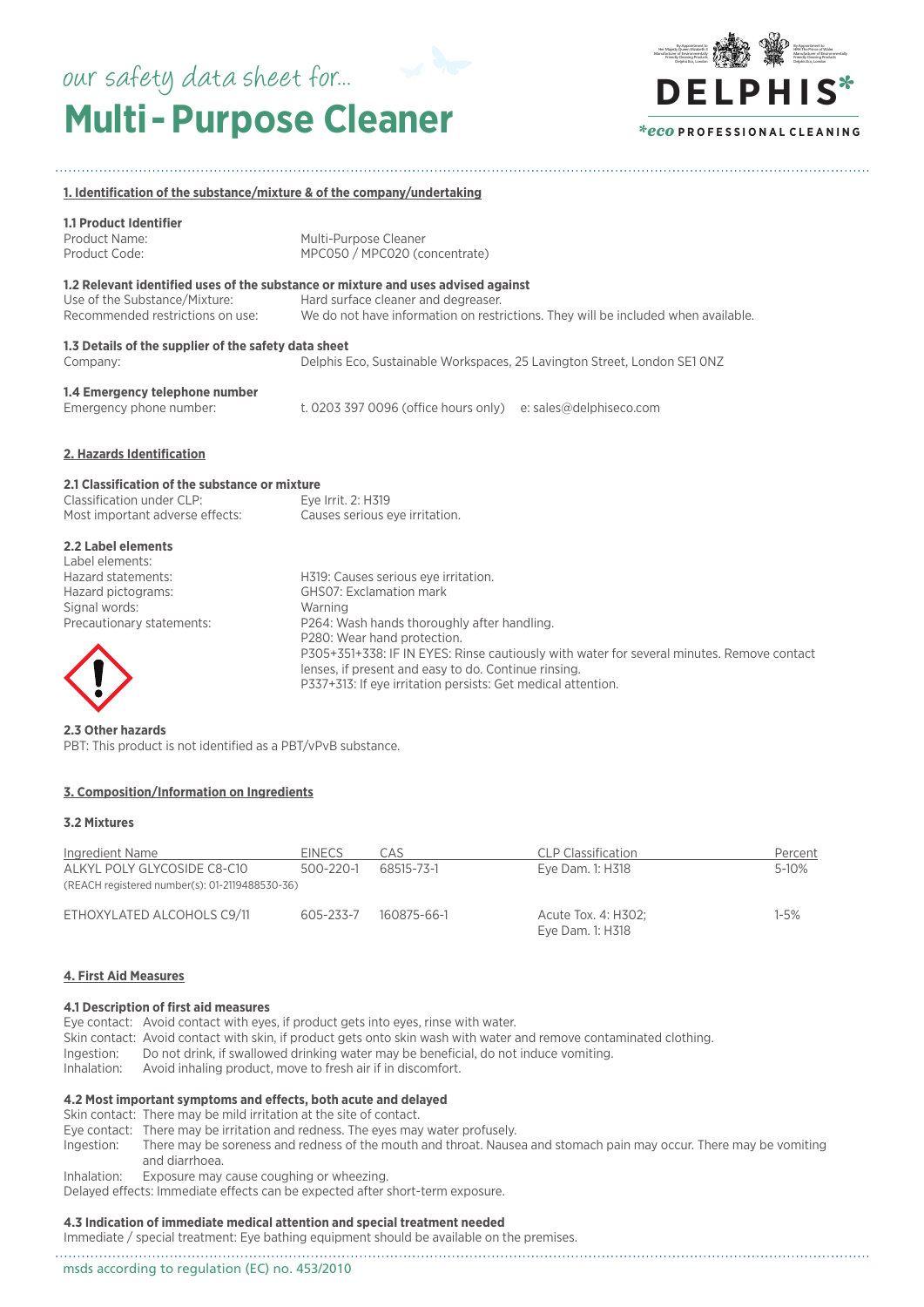our safety data sheet for...

# Multi-Purpose Cleaner

DELPHIS* *eco PROFESSIONAL CLEANING

## 1. Identification of the substance/mixture & of the company/undertaking

### 1.1 Product Identifier

Product Name: Multi-Purpose Cleaner
Product Code: MPC050 / MPC020 (concentrate)

### 1.2 Relevant identified uses of the substance or mixture and uses advised against

Use of the Substance/Mixture: Hard surface cleaner and degreaser.
Recommended restrictions on use: We do not have information on restrictions. They will be included when available.

### 1.3 Details of the supplier of the safety data sheet

Company: Delphis Eco, Sustainable Workspaces, 25 Lavington Street, London SE1 0NZ

### 1.4 Emergency telephone number

Emergency phone number: t. 0203 397 0096 (office hours only) e: sales@delphiseco.com

## 2. Hazards Identification

### 2.1 Classification of the substance or mixture

Classification under CLP: Eye Irrit. 2: H319
Most important adverse effects: Causes serious eye irritation.

### 2.2 Label elements

Label elements:
Hazard statements: H319: Causes serious eye irritation.
Hazard pictograms: GHS07: Exclamation mark
Signal words: Warning
Precautionary statements: P264: Wash hands thoroughly after handling.
P280: Wear hand protection.
P305+351+338: IF IN EYES: Rinse cautiously with water for several minutes. Remove contact lenses, if present and easy to do. Continue rinsing.
P337+313: If eye irritation persists: Get medical attention.

### 2.3 Other hazards

PBT: This product is not identified as a PBT/vPvB substance.

## 3. Composition/Information on Ingredients

### 3.2 Mixtures

| Ingredient Name | EINECS | CAS | CLP Classification | Percent |
|---|---|---|---|---|
| ALKYL POLY GLYCOSIDE C8-C10 (REACH registered number(s): 01-2119488530-36) | 500-220-1 | 68515-73-1 | Eye Dam. 1: H318 | 5-10% |
| ETHOXYLATED ALCOHOLS C9/11 | 605-233-7 | 160875-66-1 | Acute Tox. 4: H302; Eye Dam. 1: H318 | 1-5% |

## 4. First Aid Measures

### 4.1 Description of first aid measures

Eye contact: Avoid contact with eyes, if product gets into eyes, rinse with water.
Skin contact: Avoid contact with skin, if product gets onto skin wash with water and remove contaminated clothing.
Ingestion: Do not drink, if swallowed drinking water may be beneficial, do not induce vomiting.
Inhalation: Avoid inhaling product, move to fresh air if in discomfort.

### 4.2 Most important symptoms and effects, both acute and delayed

Skin contact: There may be mild irritation at the site of contact.
Eye contact: There may be irritation and redness. The eyes may water profusely.
Ingestion: There may be soreness and redness of the mouth and throat. Nausea and stomach pain may occur. There may be vomiting and diarrhoea.
Inhalation: Exposure may cause coughing or wheezing.
Delayed effects: Immediate effects can be expected after short-term exposure.

### 4.3 Indication of immediate medical attention and special treatment needed

Immediate / special treatment: Eye bathing equipment should be available on the premises.

msds according to regulation (EC) no. 453/2010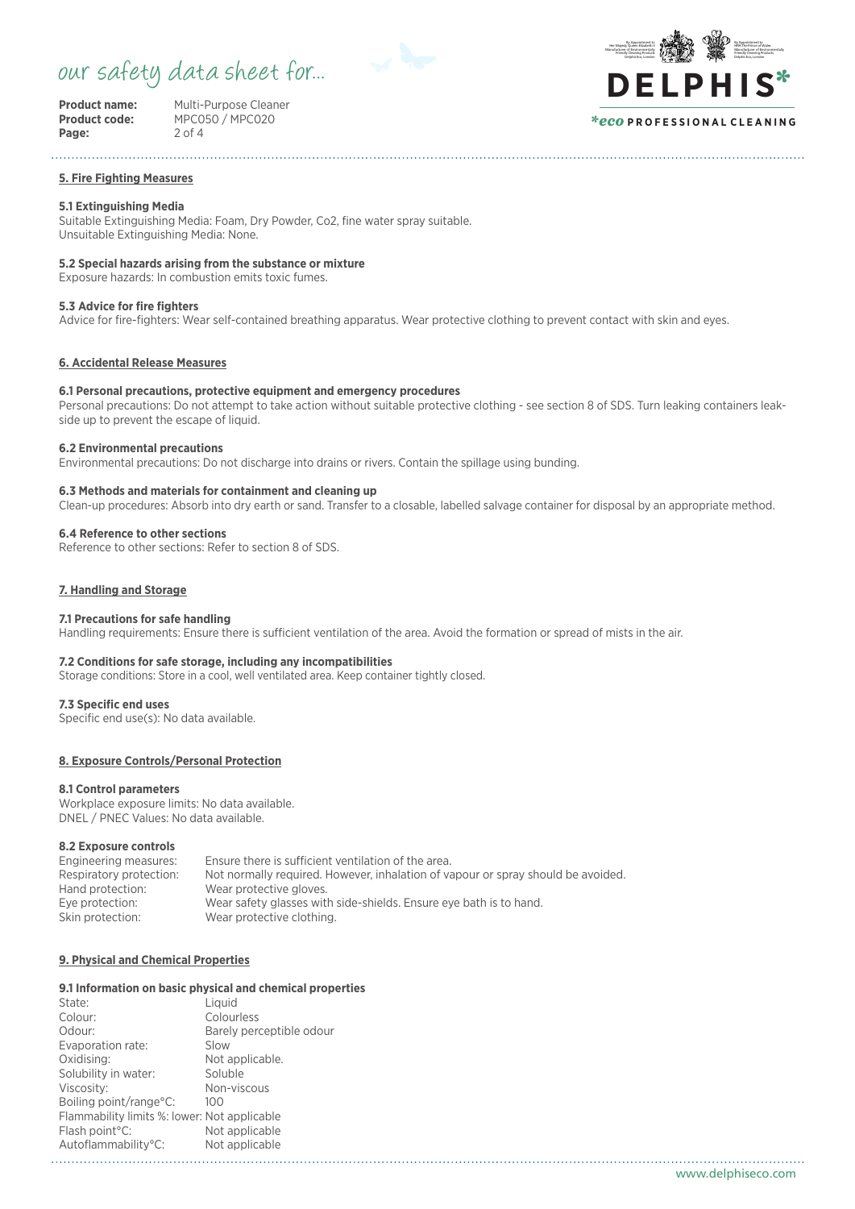## 5. Fire Fighting Measures

### 5.1 Extinguishing Media

Suitable Extinguishing Media: Foam, Dry Powder, Co2, fine water spray suitable.
Unsuitable Extinguishing Media: None.

### 5.2 Special hazards arising from the substance or mixture

Exposure hazards: In combustion emits toxic fumes.

### 5.3 Advice for fire fighters

Advice for fire-fighters: Wear self-contained breathing apparatus. Wear protective clothing to prevent contact with skin and eyes.

## 6. Accidental Release Measures

### 6.1 Personal precautions, protective equipment and emergency procedures

Personal precautions: Do not attempt to take action without suitable protective clothing - see section 8 of SDS. Turn leaking containers leak-side up to prevent the escape of liquid.

### 6.2 Environmental precautions

Environmental precautions: Do not discharge into drains or rivers. Contain the spillage using bunding.

### 6.3 Methods and materials for containment and cleaning up

Clean-up procedures: Absorb into dry earth or sand. Transfer to a closable, labelled salvage container for disposal by an appropriate method.

### 6.4 Reference to other sections

Reference to other sections: Refer to section 8 of SDS.

## 7. Handling and Storage

### 7.1 Precautions for safe handling

Handling requirements: Ensure there is sufficient ventilation of the area. Avoid the formation or spread of mists in the air.

### 7.2 Conditions for safe storage, including any incompatibilities

Storage conditions: Store in a cool, well ventilated area. Keep container tightly closed.

### 7.3 Specific end uses

Specific end use(s): No data available.

## 8. Exposure Controls/Personal Protection

### 8.1 Control parameters

Workplace exposure limits: No data available.
DNEL / PNEC Values: No data available.

### 8.2 Exposure controls

| | |
|---|---|
| Engineering measures: | Ensure there is sufficient ventilation of the area. |
| Respiratory protection: | Not normally required. However, inhalation of vapour or spray should be avoided. |
| Hand protection: | Wear protective gloves. |
| Eye protection: | Wear safety glasses with side-shields. Ensure eye bath is to hand. |
| Skin protection: | Wear protective clothing. |

## 9. Physical and Chemical Properties

### 9.1 Information on basic physical and chemical properties

| | |
|---|---|
| State: | Liquid |
| Colour: | Colourless |
| Odour: | Barely perceptible odour |
| Evaporation rate: | Slow |
| Oxidising: | Not applicable. |
| Solubility in water: | Soluble |
| Viscosity: | Non-viscous |
| Boiling point/range°C: | 100 |
| Flammability limits %: lower: | Not applicable |
| Flash point°C: | Not applicable |
| Autoflammability°C: | Not applicable |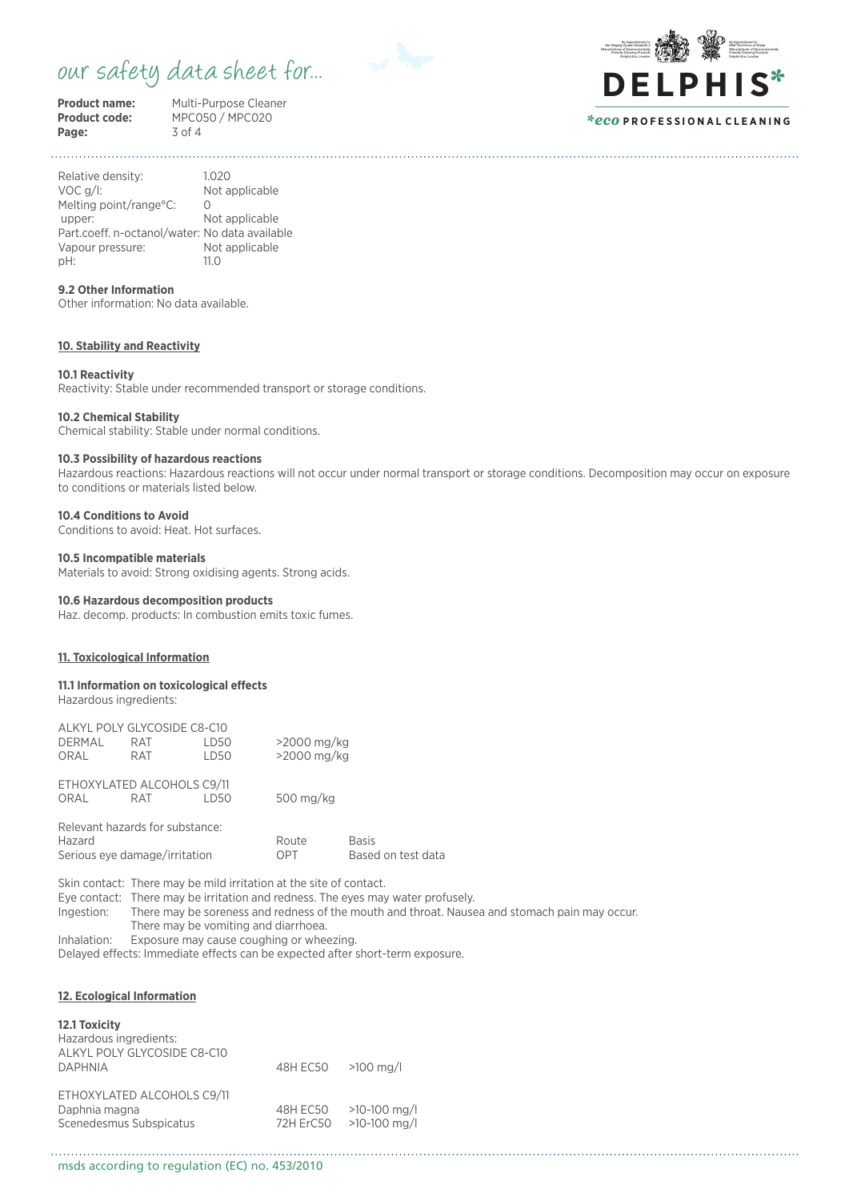| | |
|---|---|
| Relative density: | 1.020 |
| VOC g/l: | Not applicable |
| Melting point/range°C: | 0 |
| upper: | Not applicable |
| Part.coeff. n-octanol/water: | No data available |
| Vapour pressure: | Not applicable |
| pH: | 11.0 |

**9.2 Other Information**
Other information: No data available.

## 10. Stability and Reactivity

**10.1 Reactivity**
Reactivity: Stable under recommended transport or storage conditions.

**10.2 Chemical Stability**
Chemical stability: Stable under normal conditions.

**10.3 Possibility of hazardous reactions**
Hazardous reactions: Hazardous reactions will not occur under normal transport or storage conditions. Decomposition may occur on exposure to conditions or materials listed below.

**10.4 Conditions to Avoid**
Conditions to avoid: Heat. Hot surfaces.

**10.5 Incompatible materials**
Materials to avoid: Strong oxidising agents. Strong acids.

**10.6 Hazardous decomposition products**
Haz. decomp. products: In combustion emits toxic fumes.

## 11. Toxicological Information

**11.1 Information on toxicological effects**
Hazardous ingredients:

ALKYL POLY GLYCOSIDE C8-C10

| | | | |
|---|---|---|---|
| DERMAL | RAT | LD50 | >2000 mg/kg |
| ORAL | RAT | LD50 | >2000 mg/kg |

ETHOXYLATED ALCOHOLS C9/11

| | | | |
|---|---|---|---|
| ORAL | RAT | LD50 | 500 mg/kg |

Relevant hazards for substance:

| Hazard | Route | Basis |
|---|---|---|
| Serious eye damage/irritation | OPT | Based on test data |

Skin contact: There may be mild irritation at the site of contact.
Eye contact: There may be irritation and redness. The eyes may water profusely.
Ingestion: There may be soreness and redness of the mouth and throat. Nausea and stomach pain may occur. There may be vomiting and diarrhoea.
Inhalation: Exposure may cause coughing or wheezing.
Delayed effects: Immediate effects can be expected after short-term exposure.

## 12. Ecological Information

**12.1 Toxicity**
Hazardous ingredients:

ALKYL POLY GLYCOSIDE C8-C10

| | | |
|---|---|---|
| DAPHNIA | 48H EC50 | >100 mg/l |

ETHOXYLATED ALCOHOLS C9/11

| | | |
|---|---|---|
| Daphnia magna | 48H EC50 | >10-100 mg/l |
| Scenedesmus Subspicatus | 72H ErC50 | >10-100 mg/l |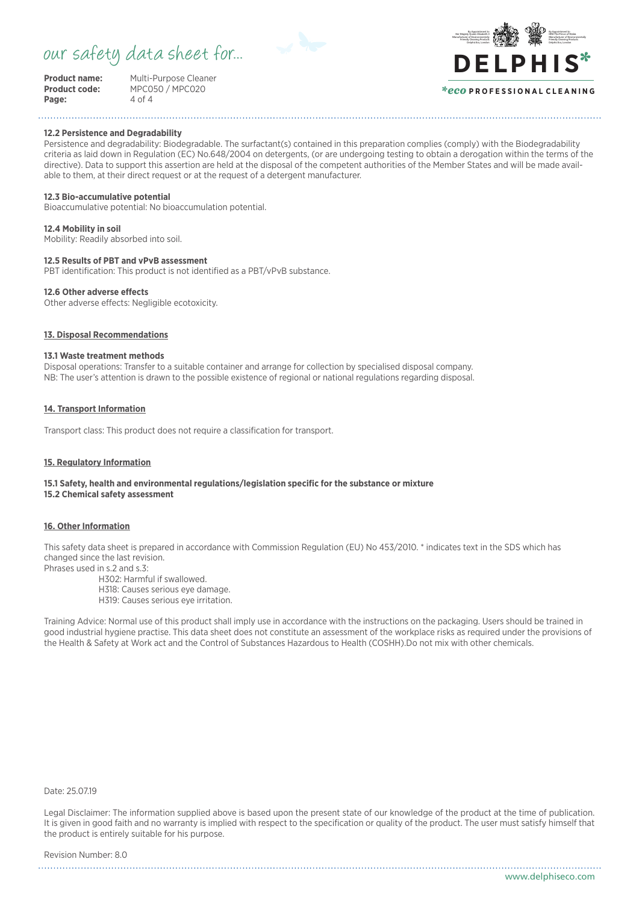#### 12.2 Persistence and Degradability

Persistence and degradability: Biodegradable. The surfactant(s) contained in this preparation complies (comply) with the Biodegradability criteria as laid down in Regulation (EC) No.648/2004 on detergents, (or are undergoing testing to obtain a derogation within the terms of the directive). Data to support this assertion are held at the disposal of the competent authorities of the Member States and will be made available to them, at their direct request or at the request of a detergent manufacturer.

#### 12.3 Bio-accumulative potential

Bioaccumulative potential: No bioaccumulation potential.

#### 12.4 Mobility in soil

Mobility: Readily absorbed into soil.

#### 12.5 Results of PBT and vPvB assessment

PBT identification: This product is not identified as a PBT/vPvB substance.

#### 12.6 Other adverse effects

Other adverse effects: Negligible ecotoxicity.

## 13. Disposal Recommendations

#### 13.1 Waste treatment methods

Disposal operations: Transfer to a suitable container and arrange for collection by specialised disposal company.
NB: The user's attention is drawn to the possible existence of regional or national regulations regarding disposal.

## 14. Transport Information

Transport class: This product does not require a classification for transport.

## 15. Regulatory Information

#### 15.1 Safety, health and environmental regulations/legislation specific for the substance or mixture

#### 15.2 Chemical safety assessment

## 16. Other Information

This safety data sheet is prepared in accordance with Commission Regulation (EU) No 453/2010. * indicates text in the SDS which has changed since the last revision.

Phrases used in s.2 and s.3:

- H302: Harmful if swallowed.
- H318: Causes serious eye damage.
- H319: Causes serious eye irritation.

Training Advice: Normal use of this product shall imply use in accordance with the instructions on the packaging. Users should be trained in good industrial hygiene practise. This data sheet does not constitute an assessment of the workplace risks as required under the provisions of the Health & Safety at Work act and the Control of Substances Hazardous to Health (COSHH).Do not mix with other chemicals.

Date: 25.07.19

Legal Disclaimer: The information supplied above is based upon the present state of our knowledge of the product at the time of publication. It is given in good faith and no warranty is implied with respect to the specification or quality of the product. The user must satisfy himself that the product is entirely suitable for his purpose.

Revision Number: 8.0